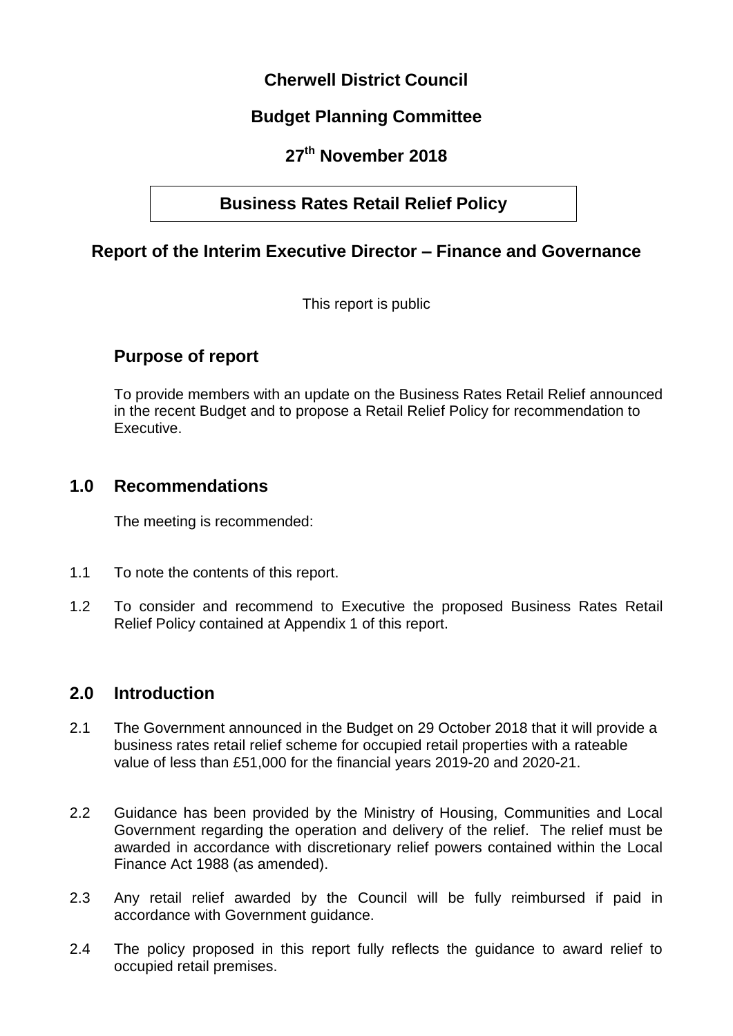# Cherwell District Council

## Budget Planning Committee

## 27th November 2018

## Business Rates Retail Relief Policy

## Report of the Interim Executive Director – Finance and Governance

This report is public

### Purpose of report

To provide members with an update on the Business Rates Retail Relief announced in the recent Budget and to propose a Retail Relief Policy for recommendation to Executive.

## 1.0 Recommendations

The meeting is recommended:

1.1 To note the contents of this report.

1.2 To consider and recommend to Executive the proposed Business Rates Retail Relief Policy contained at Appendix 1 of this report.

## 2.0 Introduction

2.1 The Government announced in the Budget on 29 October 2018 that it will provide a business rates retail relief scheme for occupied retail properties with a rateable value of less than £51,000 for the financial years 2019-20 and 2020-21.

2.2 Guidance has been provided by the Ministry of Housing, Communities and Local Government regarding the operation and delivery of the relief. The relief must be awarded in accordance with discretionary relief powers contained within the Local Finance Act 1988 (as amended).

2.3 Any retail relief awarded by the Council will be fully reimbursed if paid in accordance with Government guidance.

2.4 The policy proposed in this report fully reflects the guidance to award relief to occupied retail premises.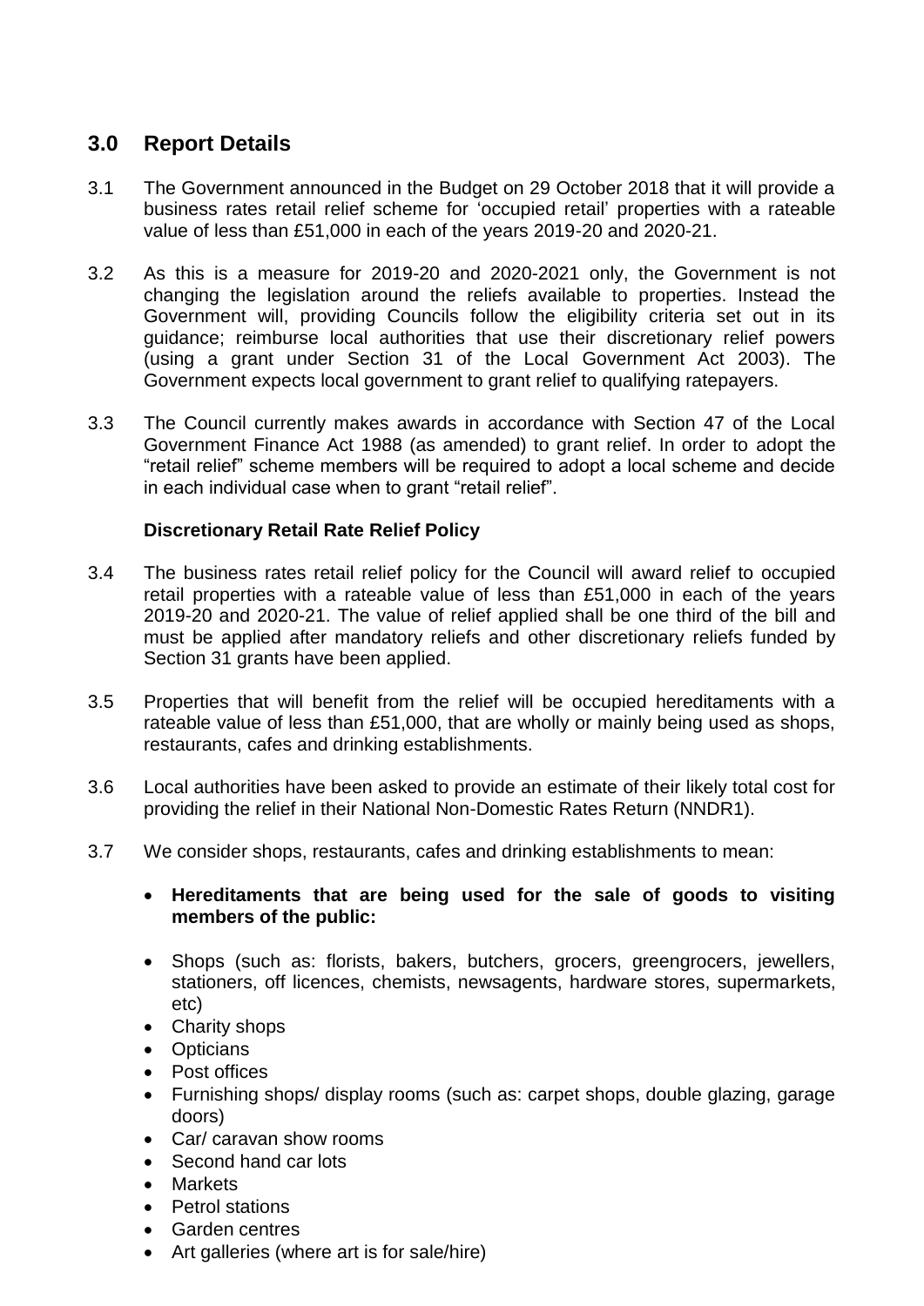## 3.0 Report Details

3.1 The Government announced in the Budget on 29 October 2018 that it will provide a business rates retail relief scheme for 'occupied retail' properties with a rateable value of less than £51,000 in each of the years 2019-20 and 2020-21.

3.2 As this is a measure for 2019-20 and 2020-2021 only, the Government is not changing the legislation around the reliefs available to properties. Instead the Government will, providing Councils follow the eligibility criteria set out in its guidance; reimburse local authorities that use their discretionary relief powers (using a grant under Section 31 of the Local Government Act 2003). The Government expects local government to grant relief to qualifying ratepayers.

3.3 The Council currently makes awards in accordance with Section 47 of the Local Government Finance Act 1988 (as amended) to grant relief. In order to adopt the "retail relief" scheme members will be required to adopt a local scheme and decide in each individual case when to grant "retail relief".

**Discretionary Retail Rate Relief Policy**

3.4 The business rates retail relief policy for the Council will award relief to occupied retail properties with a rateable value of less than £51,000 in each of the years 2019-20 and 2020-21. The value of relief applied shall be one third of the bill and must be applied after mandatory reliefs and other discretionary reliefs funded by Section 31 grants have been applied.

3.5 Properties that will benefit from the relief will be occupied hereditaments with a rateable value of less than £51,000, that are wholly or mainly being used as shops, restaurants, cafes and drinking establishments.

3.6 Local authorities have been asked to provide an estimate of their likely total cost for providing the relief in their National Non-Domestic Rates Return (NNDR1).

3.7 We consider shops, restaurants, cafes and drinking establishments to mean:

- **Hereditaments that are being used for the sale of goods to visiting members of the public:**

- Shops (such as: florists, bakers, butchers, grocers, greengrocers, jewellers, stationers, off licences, chemists, newsagents, hardware stores, supermarkets, etc)
- Charity shops
- Opticians
- Post offices
- Furnishing shops/ display rooms (such as: carpet shops, double glazing, garage doors)
- Car/ caravan show rooms
- Second hand car lots
- Markets
- Petrol stations
- Garden centres
- Art galleries (where art is for sale/hire)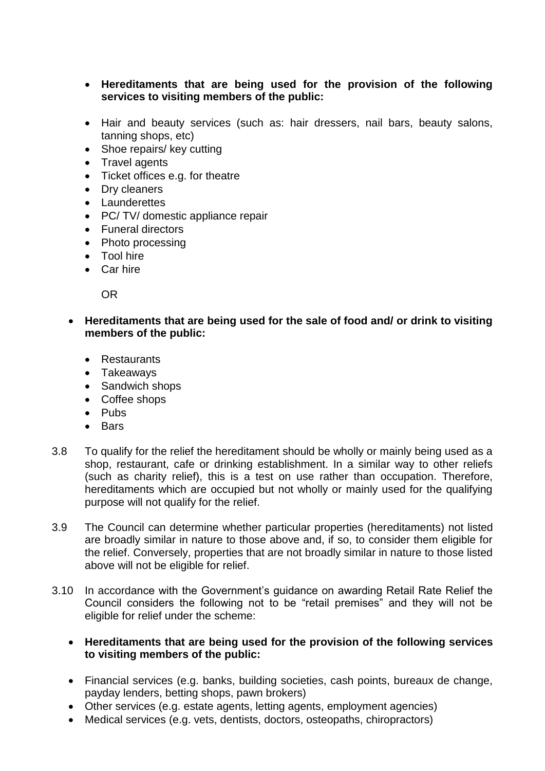- **Hereditaments that are being used for the provision of the following services to visiting members of the public:**

- Hair and beauty services (such as: hair dressers, nail bars, beauty salons, tanning shops, etc)
- Shoe repairs/ key cutting
- Travel agents
- Ticket offices e.g. for theatre
- Dry cleaners
- Launderettes
- PC/ TV/ domestic appliance repair
- Funeral directors
- Photo processing
- Tool hire
- Car hire

OR

- **Hereditaments that are being used for the sale of food and/ or drink to visiting members of the public:**
  - Restaurants
  - Takeaways
  - Sandwich shops
  - Coffee shops
  - Pubs
  - Bars

3.8 To qualify for the relief the hereditament should be wholly or mainly being used as a shop, restaurant, cafe or drinking establishment. In a similar way to other reliefs (such as charity relief), this is a test on use rather than occupation. Therefore, hereditaments which are occupied but not wholly or mainly used for the qualifying purpose will not qualify for the relief.

3.9 The Council can determine whether particular properties (hereditaments) not listed are broadly similar in nature to those above and, if so, to consider them eligible for the relief. Conversely, properties that are not broadly similar in nature to those listed above will not be eligible for relief.

3.10 In accordance with the Government's guidance on awarding Retail Rate Relief the Council considers the following not to be "retail premises" and they will not be eligible for relief under the scheme:

- **Hereditaments that are being used for the provision of the following services to visiting members of the public:**

- Financial services (e.g. banks, building societies, cash points, bureaux de change, payday lenders, betting shops, pawn brokers)
- Other services (e.g. estate agents, letting agents, employment agencies)
- Medical services (e.g. vets, dentists, doctors, osteopaths, chiropractors)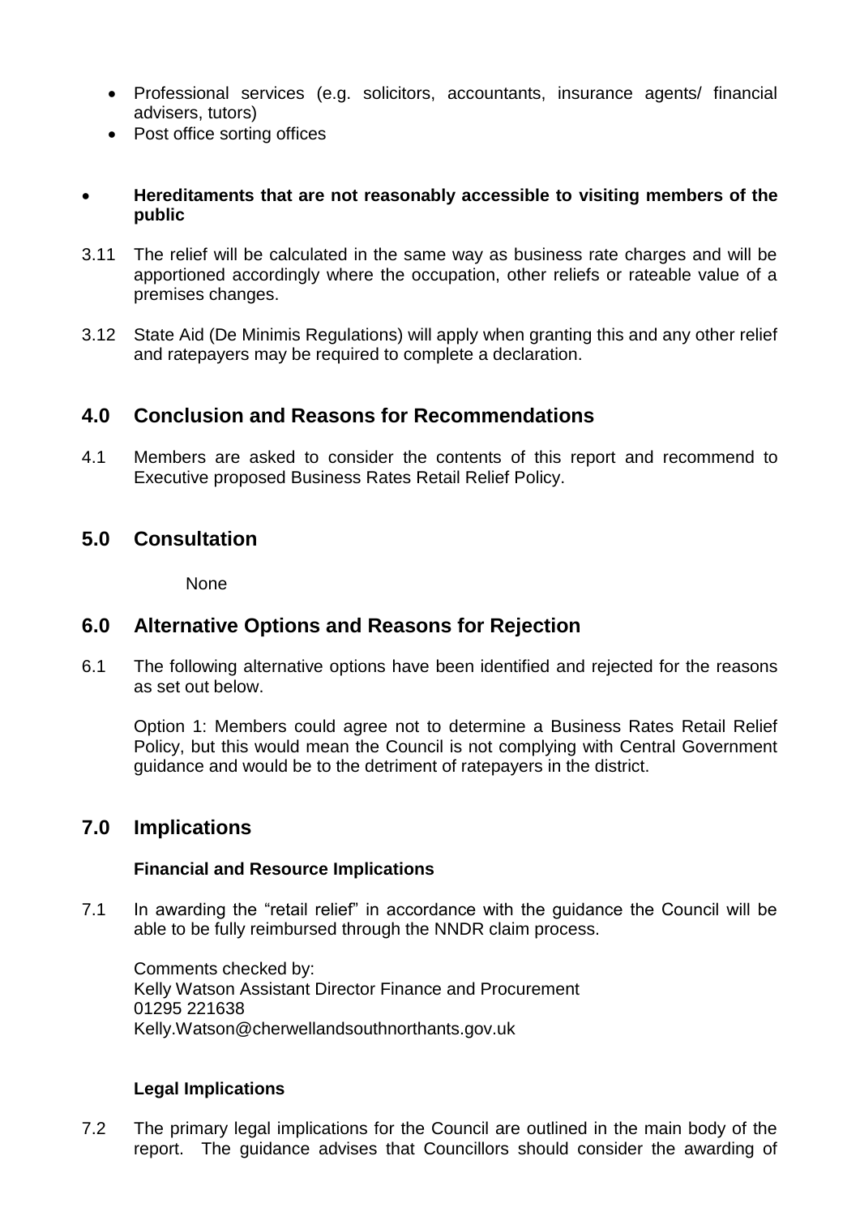- Professional services (e.g. solicitors, accountants, insurance agents/ financial advisers, tutors)
- Post office sorting offices

- **Hereditaments that are not reasonably accessible to visiting members of the public**

3.11 The relief will be calculated in the same way as business rate charges and will be apportioned accordingly where the occupation, other reliefs or rateable value of a premises changes.

3.12 State Aid (De Minimis Regulations) will apply when granting this and any other relief and ratepayers may be required to complete a declaration.

## 4.0 Conclusion and Reasons for Recommendations

4.1 Members are asked to consider the contents of this report and recommend to Executive proposed Business Rates Retail Relief Policy.

## 5.0 Consultation

None

## 6.0 Alternative Options and Reasons for Rejection

6.1 The following alternative options have been identified and rejected for the reasons as set out below.

Option 1: Members could agree not to determine a Business Rates Retail Relief Policy, but this would mean the Council is not complying with Central Government guidance and would be to the detriment of ratepayers in the district.

## 7.0 Implications

**Financial and Resource Implications**

7.1 In awarding the "retail relief" in accordance with the guidance the Council will be able to be fully reimbursed through the NNDR claim process.

Comments checked by:
Kelly Watson Assistant Director Finance and Procurement
01295 221638
Kelly.Watson@cherwellandsouthnorthants.gov.uk

**Legal Implications**

7.2 The primary legal implications for the Council are outlined in the main body of the report. The guidance advises that Councillors should consider the awarding of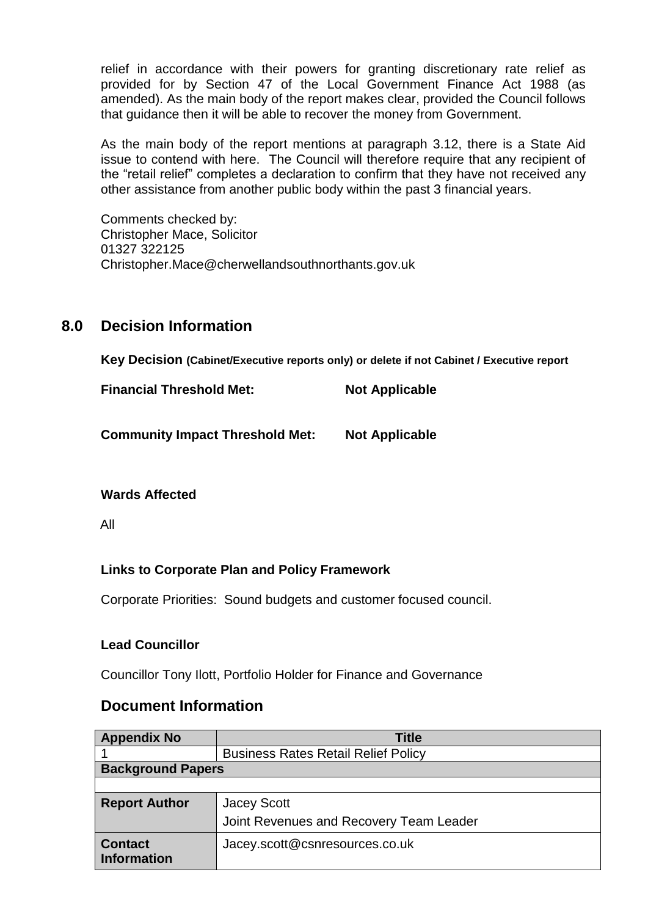relief in accordance with their powers for granting discretionary rate relief as provided for by Section 47 of the Local Government Finance Act 1988 (as amended). As the main body of the report makes clear, provided the Council follows that guidance then it will be able to recover the money from Government.

As the main body of the report mentions at paragraph 3.12, there is a State Aid issue to contend with here. The Council will therefore require that any recipient of the "retail relief" completes a declaration to confirm that they have not received any other assistance from another public body within the past 3 financial years.

Comments checked by:
Christopher Mace, Solicitor
01327 322125
Christopher.Mace@cherwellandsouthnorthants.gov.uk

## 8.0 Decision Information

**Key Decision (Cabinet/Executive reports only) or delete if not Cabinet / Executive report**

**Financial Threshold Met:** **Not Applicable**

**Community Impact Threshold Met:** **Not Applicable**

**Wards Affected**

All

**Links to Corporate Plan and Policy Framework**

Corporate Priorities: Sound budgets and customer focused council.

**Lead Councillor**

Councillor Tony Ilott, Portfolio Holder for Finance and Governance

## Document Information

| Appendix No | Title |
|---|---|
| 1 | Business Rates Retail Relief Policy |
| **Background Papers** | |
| | |
| **Report Author** | Jacey Scott<br>Joint Revenues and Recovery Team Leader |
| **Contact Information** | Jacey.scott@csnresources.co.uk |